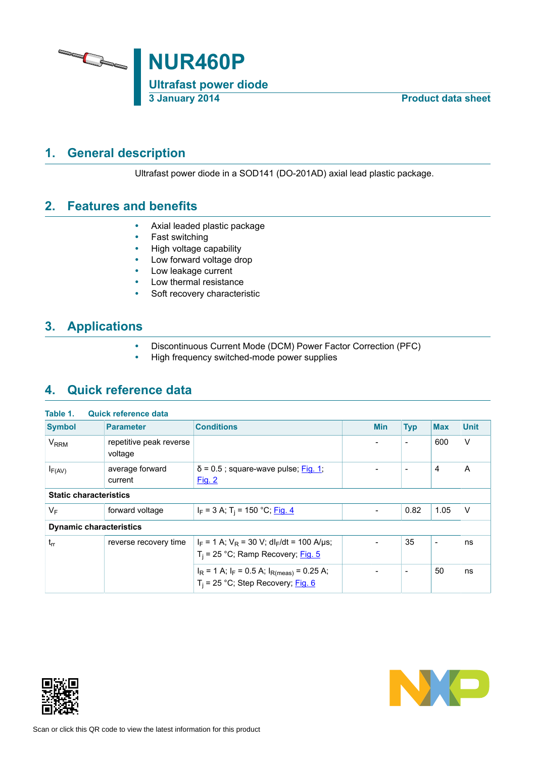# NUR460P

## Ultrafast power diode

**3 January 2014** **Product data sheet**

## 1. General description

Ultrafast power diode in a SOD141 (DO-201AD) axial lead plastic package.

## 2. Features and benefits

- Axial leaded plastic package
- Fast switching
- High voltage capability
- Low forward voltage drop
- Low leakage current
- Low thermal resistance
- Soft recovery characteristic

## 3. Applications

- Discontinuous Current Mode (DCM) Power Factor Correction (PFC)
- High frequency switched-mode power supplies

## 4. Quick reference data

**Table 1. Quick reference data**

| Symbol | Parameter | Conditions | Min | Typ | Max | Unit |
|---|---|---|---|---|---|---|
| $V_{RRM}$ | repetitive peak reverse voltage | | - | - | 600 | V |
| $I_{F(AV)}$ | average forward current | $\delta = 0.5$ ; square-wave pulse; Fig. 1; Fig. 2 | - | - | 4 | A |
| **Static characteristics** | | | | | | |
| $V_F$ | forward voltage | $I_F = 3$ A; $T_j = 150$ °C; Fig. 4 | - | 0.82 | 1.05 | V |
| **Dynamic characteristics** | | | | | | |
| $t_{rr}$ | reverse recovery time | $I_F = 1$ A; $V_R = 30$ V; $dI_F/dt = 100$ A/µs; $T_j = 25$ °C; Ramp Recovery; Fig. 5 | - | 35 | - | ns |
| | | $I_R = 1$ A; $I_F = 0.5$ A; $I_{R(meas)} = 0.25$ A; $T_j = 25$ °C; Step Recovery; Fig. 6 | - | - | 50 | ns |

Scan or click this QR code to view the latest information for this product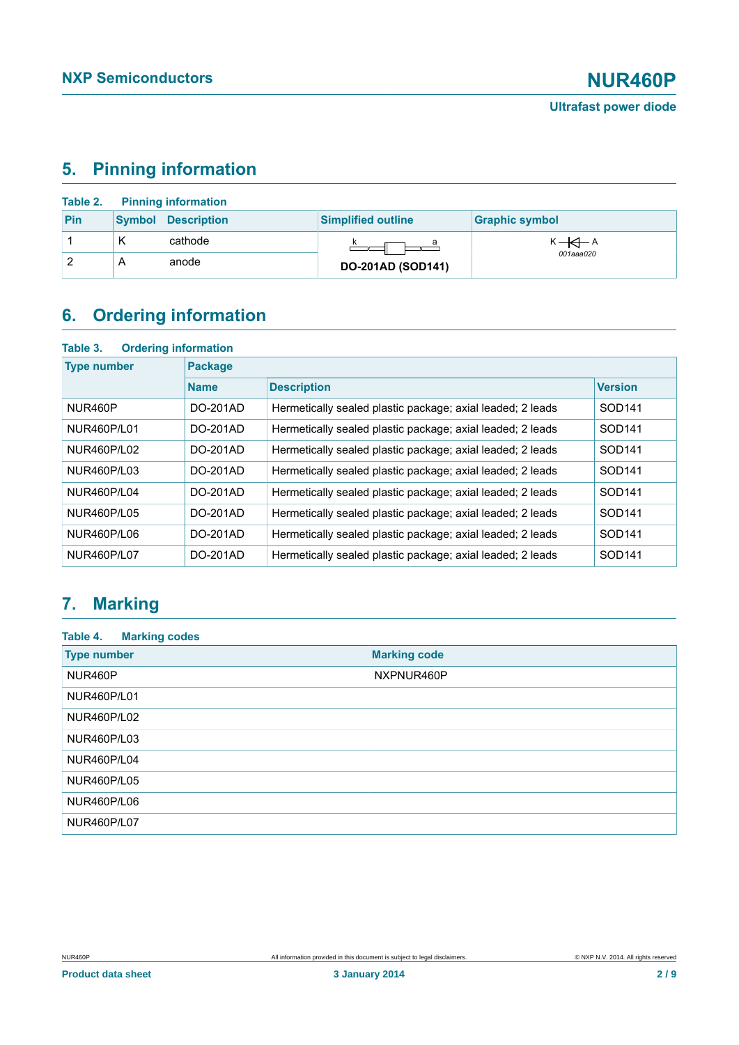## 5. Pinning information

**Table 2. Pinning information**

| Pin | Symbol | Description | Simplified outline | Graphic symbol |
|---|---|---|---|---|
| 1 | K | cathode | k a DO-201AD (SOD141) | K A 001aaa020 |
| 2 | A | anode | | |

## 6. Ordering information

**Table 3. Ordering information**

| Type number | Package | | |
|---|---|---|---|
| | Name | Description | Version |
| NUR460P | DO-201AD | Hermetically sealed plastic package; axial leaded; 2 leads | SOD141 |
| NUR460P/L01 | DO-201AD | Hermetically sealed plastic package; axial leaded; 2 leads | SOD141 |
| NUR460P/L02 | DO-201AD | Hermetically sealed plastic package; axial leaded; 2 leads | SOD141 |
| NUR460P/L03 | DO-201AD | Hermetically sealed plastic package; axial leaded; 2 leads | SOD141 |
| NUR460P/L04 | DO-201AD | Hermetically sealed plastic package; axial leaded; 2 leads | SOD141 |
| NUR460P/L05 | DO-201AD | Hermetically sealed plastic package; axial leaded; 2 leads | SOD141 |
| NUR460P/L06 | DO-201AD | Hermetically sealed plastic package; axial leaded; 2 leads | SOD141 |
| NUR460P/L07 | DO-201AD | Hermetically sealed plastic package; axial leaded; 2 leads | SOD141 |

## 7. Marking

**Table 4. Marking codes**

| Type number | Marking code |
|---|---|
| NUR460P | NXPNUR460P |
| NUR460P/L01 | |
| NUR460P/L02 | |
| NUR460P/L03 | |
| NUR460P/L04 | |
| NUR460P/L05 | |
| NUR460P/L06 | |
| NUR460P/L07 | |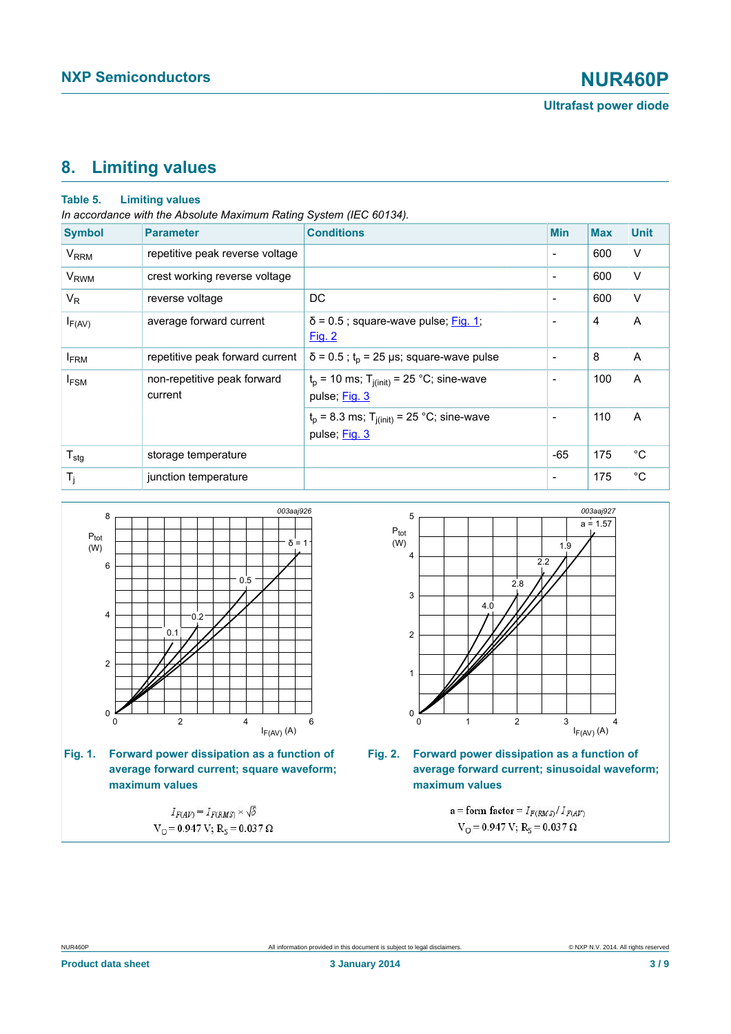## 8. Limiting values

**Table 5. Limiting values**

*In accordance with the Absolute Maximum Rating System (IEC 60134).*

| Symbol | Parameter | Conditions | Min | Max | Unit |
|---|---|---|---|---|---|
| $V_{RRM}$ | repetitive peak reverse voltage | | - | 600 | V |
| $V_{RWM}$ | crest working reverse voltage | | - | 600 | V |
| $V_R$ | reverse voltage | DC | - | 600 | V |
| $I_{F(AV)}$ | average forward current | $\delta$ = 0.5 ; square-wave pulse; Fig. 1; Fig. 2 | - | 4 | A |
| $I_{FRM}$ | repetitive peak forward current | $\delta$ = 0.5 ; $t_p$ = 25 µs; square-wave pulse | - | 8 | A |
| $I_{FSM}$ | non-repetitive peak forward current | $t_p$ = 10 ms; $T_{j(init)}$ = 25 °C; sine-wave pulse; Fig. 3 | - | 100 | A |
| | | $t_p$ = 8.3 ms; $T_{j(init)}$ = 25 °C; sine-wave pulse; Fig. 3 | - | 110 | A |
| $T_{stg}$ | storage temperature | | -65 | 175 | °C |
| $T_j$ | junction temperature | | - | 175 | °C |

**Fig. 1. Forward power dissipation as a function of average forward current; square waveform; maximum values**

$$I_{F(AV)} = I_{F(RMS)} \times \sqrt{\delta}$$
$$V_O = 0.947\ V;\ R_S = 0.037\ \Omega$$

**Fig. 2. Forward power dissipation as a function of average forward current; sinusoidal waveform; maximum values**

$$a = \text{form factor} = I_{F(RMS)} / I_{F(AV)}$$
$$V_O = 0.947\ V;\ R_S = 0.037\ \Omega$$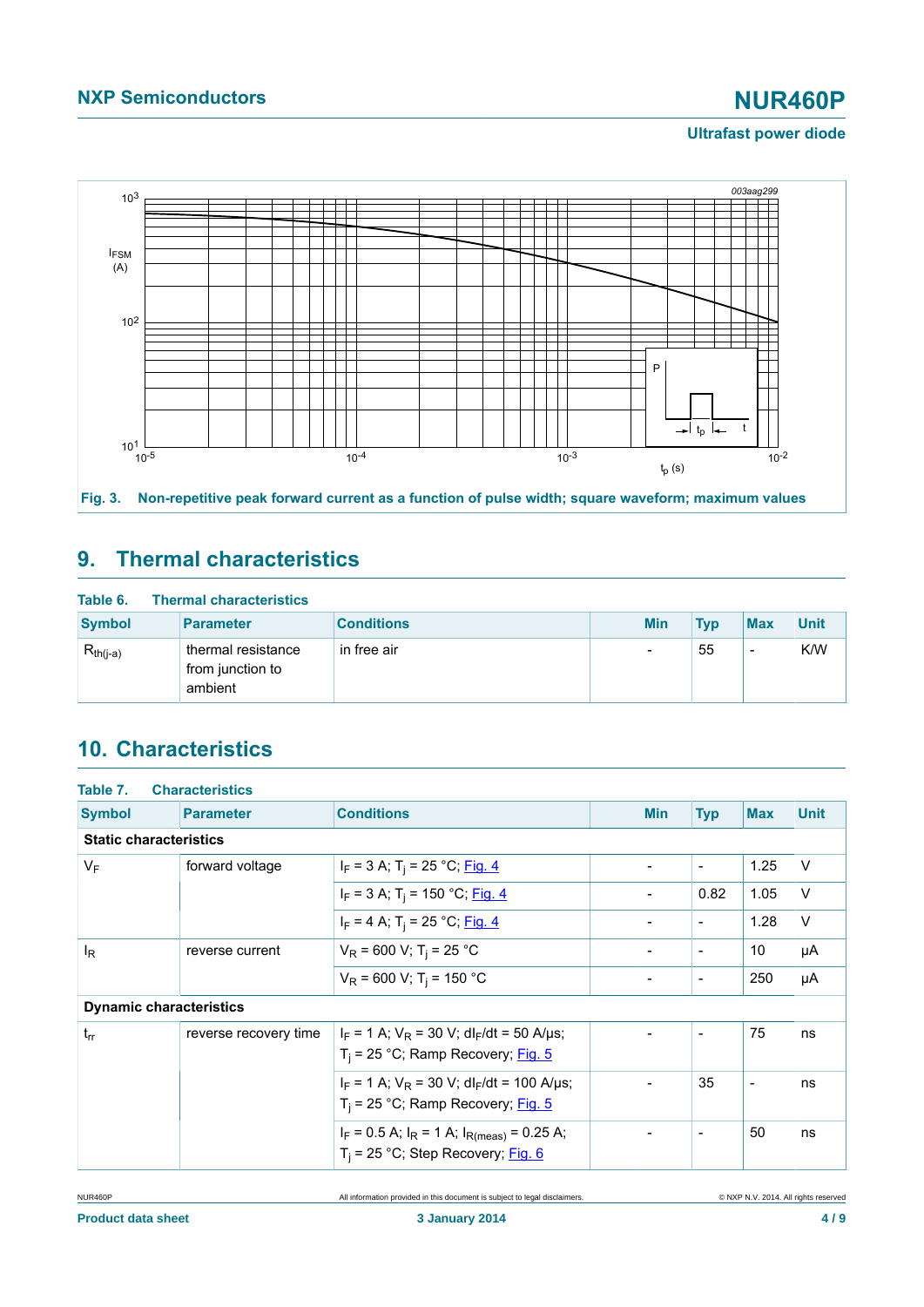Fig. 3. Non-repetitive peak forward current as a function of pulse width; square waveform; maximum values

## 9. Thermal characteristics

**Table 6. Thermal characteristics**

| Symbol | Parameter | Conditions | Min | Typ | Max | Unit |
|---|---|---|---|---|---|---|
| $R_{th(j-a)}$ | thermal resistance from junction to ambient | in free air | - | 55 | - | K/W |

## 10. Characteristics

**Table 7. Characteristics**

| Symbol | Parameter | Conditions | Min | Typ | Max | Unit |
|---|---|---|---|---|---|---|
| **Static characteristics** | | | | | | |
| $V_F$ | forward voltage | $I_F$ = 3 A; $T_j$ = 25 °C; Fig. 4 | - | - | 1.25 | V |
| | | $I_F$ = 3 A; $T_j$ = 150 °C; Fig. 4 | - | 0.82 | 1.05 | V |
| | | $I_F$ = 4 A; $T_j$ = 25 °C; Fig. 4 | - | - | 1.28 | V |
| $I_R$ | reverse current | $V_R$ = 600 V; $T_j$ = 25 °C | - | - | 10 | μA |
| | | $V_R$ = 600 V; $T_j$ = 150 °C | - | - | 250 | μA |
| **Dynamic characteristics** | | | | | | |
| $t_{rr}$ | reverse recovery time | $I_F$ = 1 A; $V_R$ = 30 V; $dI_F/dt$ = 50 A/μs; $T_j$ = 25 °C; Ramp Recovery; Fig. 5 | - | - | 75 | ns |
| | | $I_F$ = 1 A; $V_R$ = 30 V; $dI_F/dt$ = 100 A/μs; $T_j$ = 25 °C; Ramp Recovery; Fig. 5 | - | 35 | - | ns |
| | | $I_F$ = 0.5 A; $I_R$ = 1 A; $I_{R(meas)}$ = 0.25 A; $T_j$ = 25 °C; Step Recovery; Fig. 6 | - | - | 50 | ns |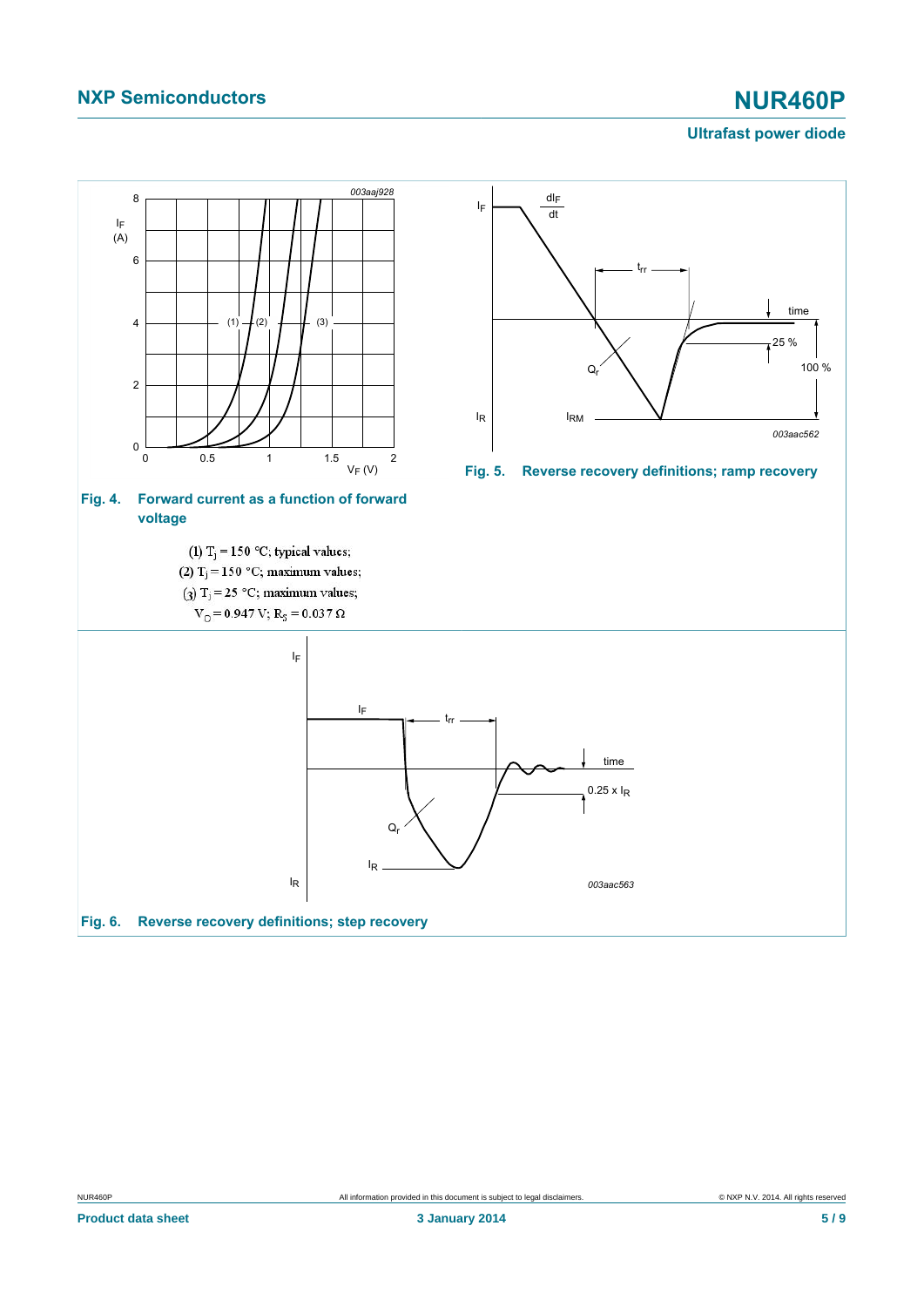**Fig. 4. Forward current as a function of forward voltage**

(1) $T_j = 150$ °C; typical values;

(2) $T_j = 150$ °C; maximum values;

(3) $T_j = 25$ °C; maximum values;

$V_O = 0.947$ V; $R_S = 0.037$ Ω

**Fig. 5. Reverse recovery definitions; ramp recovery**

**Fig. 6. Reverse recovery definitions; step recovery**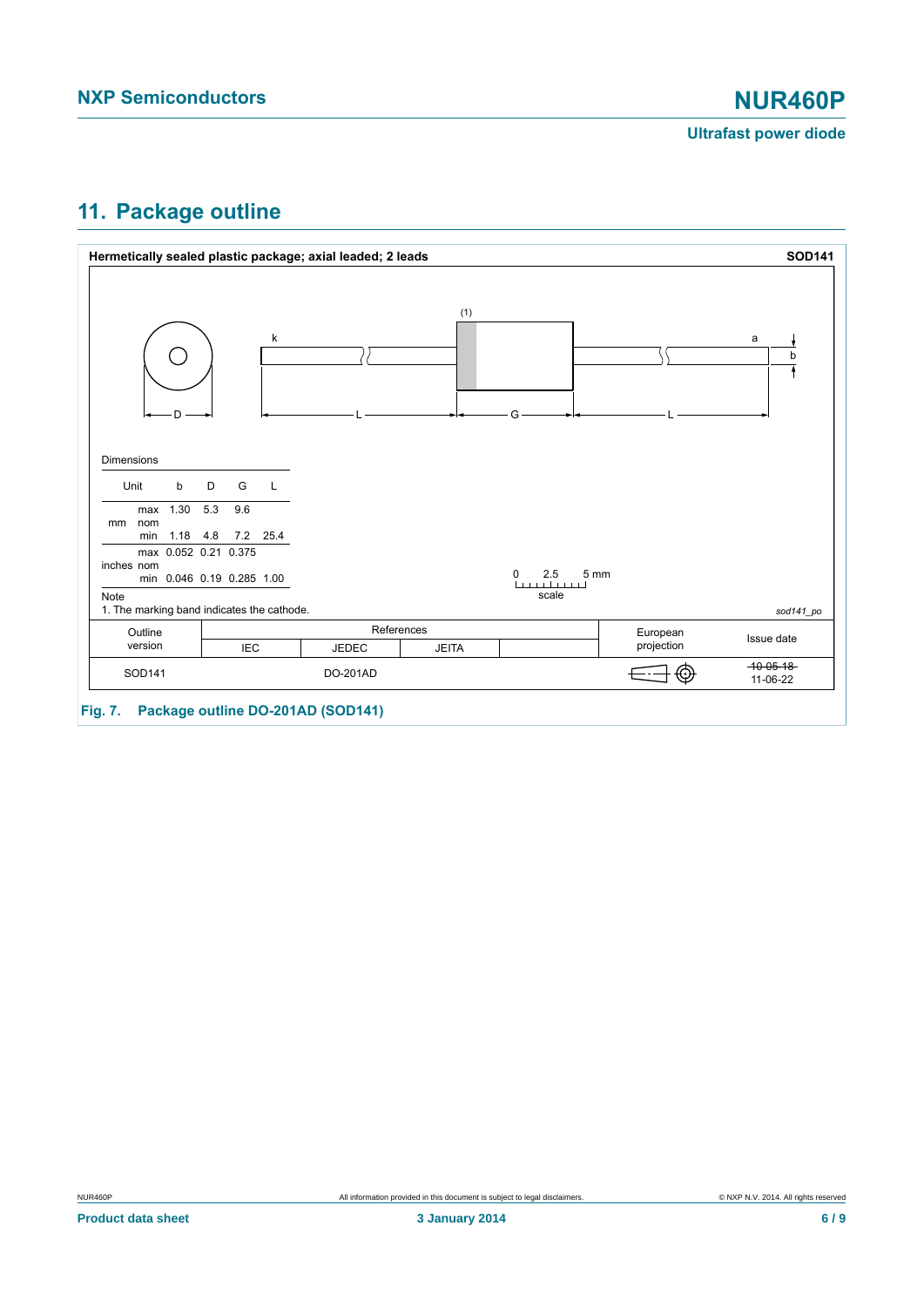## 11. Package outline

**Hermetically sealed plastic package; axial leaded; 2 leads** **SOD141**

Dimensions

| Unit | | b | D | G | L |
|---|---|---|---|---|---|
| mm | max | 1.30 | 5.3 | 9.6 | |
| | nom | | | | |
| | min | 1.18 | 4.8 | 7.2 | 25.4 |
| inches | max | 0.052 | 0.21 | 0.375 | |
| | nom | | | | |
| | min | 0.046 | 0.19 | 0.285 | 1.00 |

Note

1. The marking band indicates the cathode.

*sod141_po*

| Outline version | References | | | | European projection | Issue date |
|---|---|---|---|---|---|---|
| | IEC | JEDEC | JEITA | | | |
| SOD141 | | DO-201AD | | | | ~~10-05-18~~ 11-06-22 |

**Fig. 7. Package outline DO-201AD (SOD141)**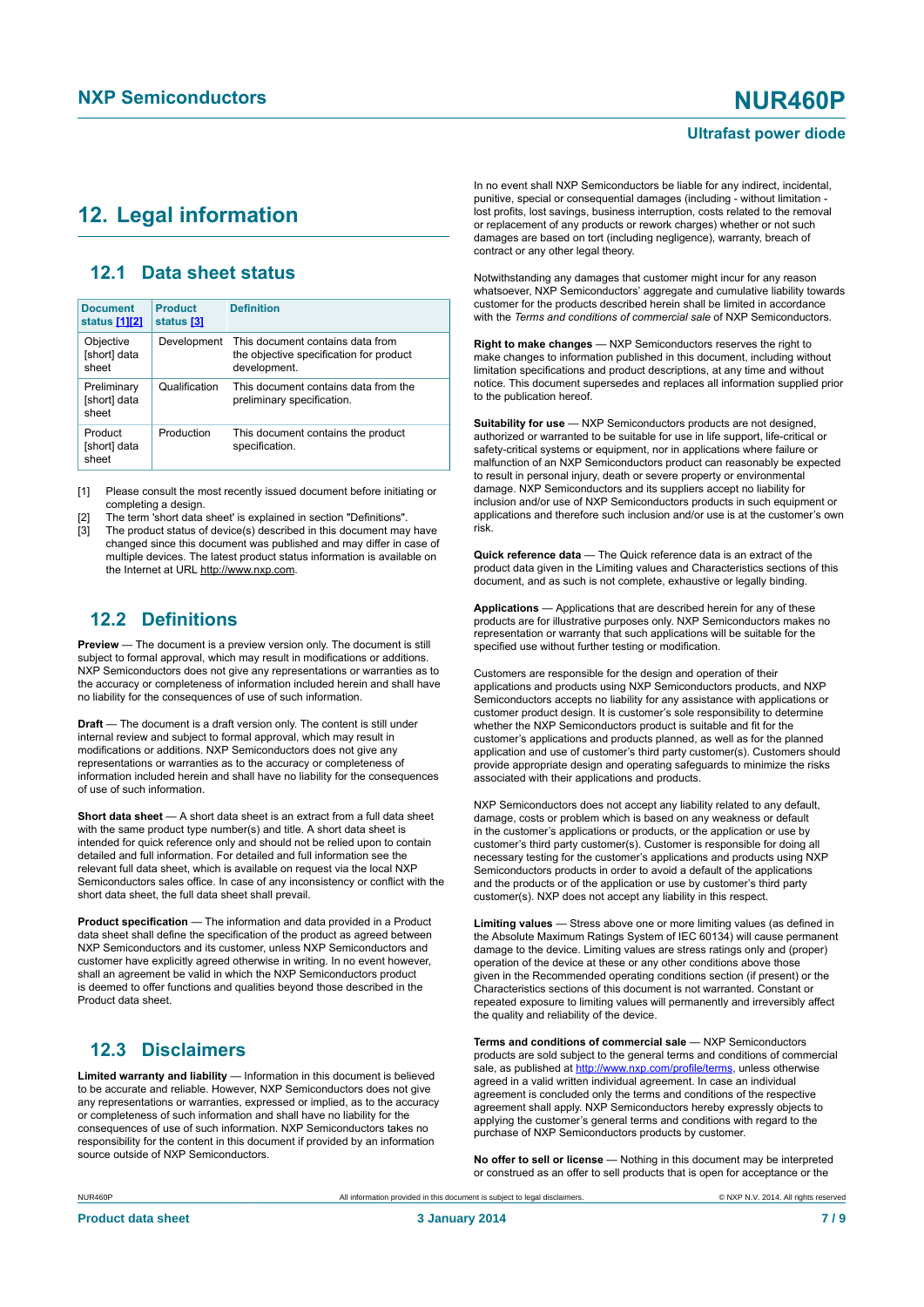## 12. Legal information

### 12.1 Data sheet status

| Document status [1][2] | Product status [3] | Definition |
|---|---|---|
| Objective [short] data sheet | Development | This document contains data from the objective specification for product development. |
| Preliminary [short] data sheet | Qualification | This document contains data from the preliminary specification. |
| Product [short] data sheet | Production | This document contains the product specification. |

[1] Please consult the most recently issued document before initiating or completing a design.

[2] The term 'short data sheet' is explained in section "Definitions".

[3] The product status of device(s) described in this document may have changed since this document was published and may differ in case of multiple devices. The latest product status information is available on the Internet at URL http://www.nxp.com.

### 12.2 Definitions

**Preview** — The document is a preview version only. The document is still subject to formal approval, which may result in modifications or additions. NXP Semiconductors does not give any representations or warranties as to the accuracy or completeness of information included herein and shall have no liability for the consequences of use of such information.

**Draft** — The document is a draft version only. The content is still under internal review and subject to formal approval, which may result in modifications or additions. NXP Semiconductors does not give any representations or warranties as to the accuracy or completeness of information included herein and shall have no liability for the consequences of use of such information.

**Short data sheet** — A short data sheet is an extract from a full data sheet with the same product type number(s) and title. A short data sheet is intended for quick reference only and should not be relied upon to contain detailed and full information. For detailed and full information see the relevant full data sheet, which is available on request via the local NXP Semiconductors sales office. In case of any inconsistency or conflict with the short data sheet, the full data sheet shall prevail.

**Product specification** — The information and data provided in a Product data sheet shall define the specification of the product as agreed between NXP Semiconductors and its customer, unless NXP Semiconductors and customer have explicitly agreed otherwise in writing. In no event however, shall an agreement be valid in which the NXP Semiconductors product is deemed to offer functions and qualities beyond those described in the Product data sheet.

### 12.3 Disclaimers

**Limited warranty and liability** — Information in this document is believed to be accurate and reliable. However, NXP Semiconductors does not give any representations or warranties, expressed or implied, as to the accuracy or completeness of such information and shall have no liability for the consequences of use of such information. NXP Semiconductors takes no responsibility for the content in this document if provided by an information source outside of NXP Semiconductors.

In no event shall NXP Semiconductors be liable for any indirect, incidental, punitive, special or consequential damages (including - without limitation - lost profits, lost savings, business interruption, costs related to the removal or replacement of any products or rework charges) whether or not such damages are based on tort (including negligence), warranty, breach of contract or any other legal theory.

Notwithstanding any damages that customer might incur for any reason whatsoever, NXP Semiconductors' aggregate and cumulative liability towards customer for the products described herein shall be limited in accordance with the *Terms and conditions of commercial sale* of NXP Semiconductors.

**Right to make changes** — NXP Semiconductors reserves the right to make changes to information published in this document, including without limitation specifications and product descriptions, at any time and without notice. This document supersedes and replaces all information supplied prior to the publication hereof.

**Suitability for use** — NXP Semiconductors products are not designed, authorized or warranted to be suitable for use in life support, life-critical or safety-critical systems or equipment, nor in applications where failure or malfunction of an NXP Semiconductors product can reasonably be expected to result in personal injury, death or severe property or environmental damage. NXP Semiconductors and its suppliers accept no liability for inclusion and/or use of NXP Semiconductors products in such equipment or applications and therefore such inclusion and/or use is at the customer's own risk.

**Quick reference data** — The Quick reference data is an extract of the product data given in the Limiting values and Characteristics sections of this document, and as such is not complete, exhaustive or legally binding.

**Applications** — Applications that are described herein for any of these products are for illustrative purposes only. NXP Semiconductors makes no representation or warranty that such applications will be suitable for the specified use without further testing or modification.

Customers are responsible for the design and operation of their applications and products using NXP Semiconductors products, and NXP Semiconductors accepts no liability for any assistance with applications or customer product design. It is customer's sole responsibility to determine whether the NXP Semiconductors product is suitable and fit for the customer's applications and products planned, as well as for the planned application and use of customer's third party customer(s). Customers should provide appropriate design and operating safeguards to minimize the risks associated with their applications and products.

NXP Semiconductors does not accept any liability related to any default, damage, costs or problem which is based on any weakness or default in the customer's applications or products, or the application or use by customer's third party customer(s). Customer is responsible for doing all necessary testing for the customer's applications and products using NXP Semiconductors products in order to avoid a default of the applications and the products or of the application or use by customer's third party customer(s). NXP does not accept any liability in this respect.

**Limiting values** — Stress above one or more limiting values (as defined in the Absolute Maximum Ratings System of IEC 60134) will cause permanent damage to the device. Limiting values are stress ratings only and (proper) operation of the device at these or any other conditions above those given in the Recommended operating conditions section (if present) or the Characteristics sections of this document is not warranted. Constant or repeated exposure to limiting values will permanently and irreversibly affect the quality and reliability of the device.

**Terms and conditions of commercial sale** — NXP Semiconductors products are sold subject to the general terms and conditions of commercial sale, as published at http://www.nxp.com/profile/terms, unless otherwise agreed in a valid written individual agreement. In case an individual agreement is concluded only the terms and conditions of the respective agreement shall apply. NXP Semiconductors hereby expressly objects to applying the customer's general terms and conditions with regard to the purchase of NXP Semiconductors products by customer.

**No offer to sell or license** — Nothing in this document may be interpreted or construed as an offer to sell products that is open for acceptance or the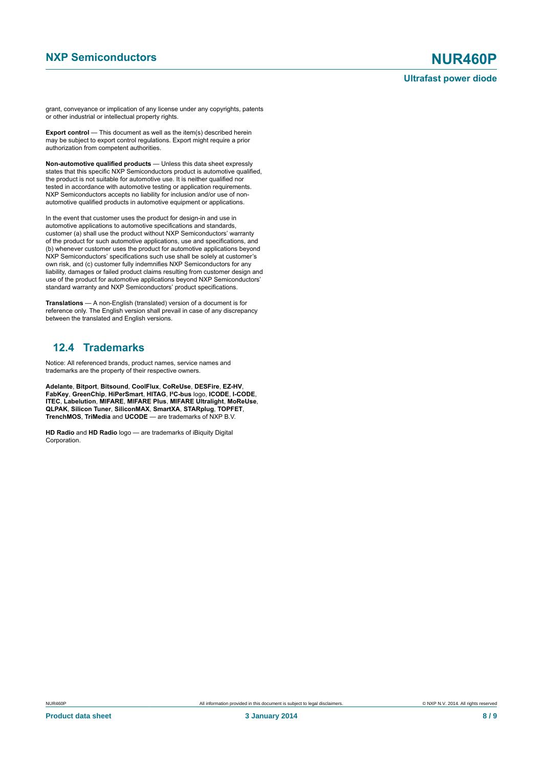grant, conveyance or implication of any license under any copyrights, patents or other industrial or intellectual property rights.

**Export control** — This document as well as the item(s) described herein may be subject to export control regulations. Export might require a prior authorization from competent authorities.

**Non-automotive qualified products** — Unless this data sheet expressly states that this specific NXP Semiconductors product is automotive qualified, the product is not suitable for automotive use. It is neither qualified nor tested in accordance with automotive testing or application requirements. NXP Semiconductors accepts no liability for inclusion and/or use of non-automotive qualified products in automotive equipment or applications.

In the event that customer uses the product for design-in and use in automotive applications to automotive specifications and standards, customer (a) shall use the product without NXP Semiconductors' warranty of the product for such automotive applications, use and specifications, and (b) whenever customer uses the product for automotive applications beyond NXP Semiconductors' specifications such use shall be solely at customer's own risk, and (c) customer fully indemnifies NXP Semiconductors for any liability, damages or failed product claims resulting from customer design and use of the product for automotive applications beyond NXP Semiconductors' standard warranty and NXP Semiconductors' product specifications.

**Translations** — A non-English (translated) version of a document is for reference only. The English version shall prevail in case of any discrepancy between the translated and English versions.

## 12.4 Trademarks

Notice: All referenced brands, product names, service names and trademarks are the property of their respective owners.

**Adelante**, **Bitport**, **Bitsound**, **CoolFlux**, **CoReUse**, **DESFire**, **EZ-HV**, **FabKey**, **GreenChip**, **HiPerSmart**, **HITAG**, **I²C-bus** logo, **ICODE**, **I-CODE**, **ITEC**, **Labelution**, **MIFARE**, **MIFARE Plus**, **MIFARE Ultralight**, **MoReUse**, **QLPAK**, **Silicon Tuner**, **SiliconMAX**, **SmartXA**, **STARplug**, **TOPFET**, **TrenchMOS**, **TriMedia** and **UCODE** — are trademarks of NXP B.V.

**HD Radio** and **HD Radio** logo — are trademarks of iBiquity Digital Corporation.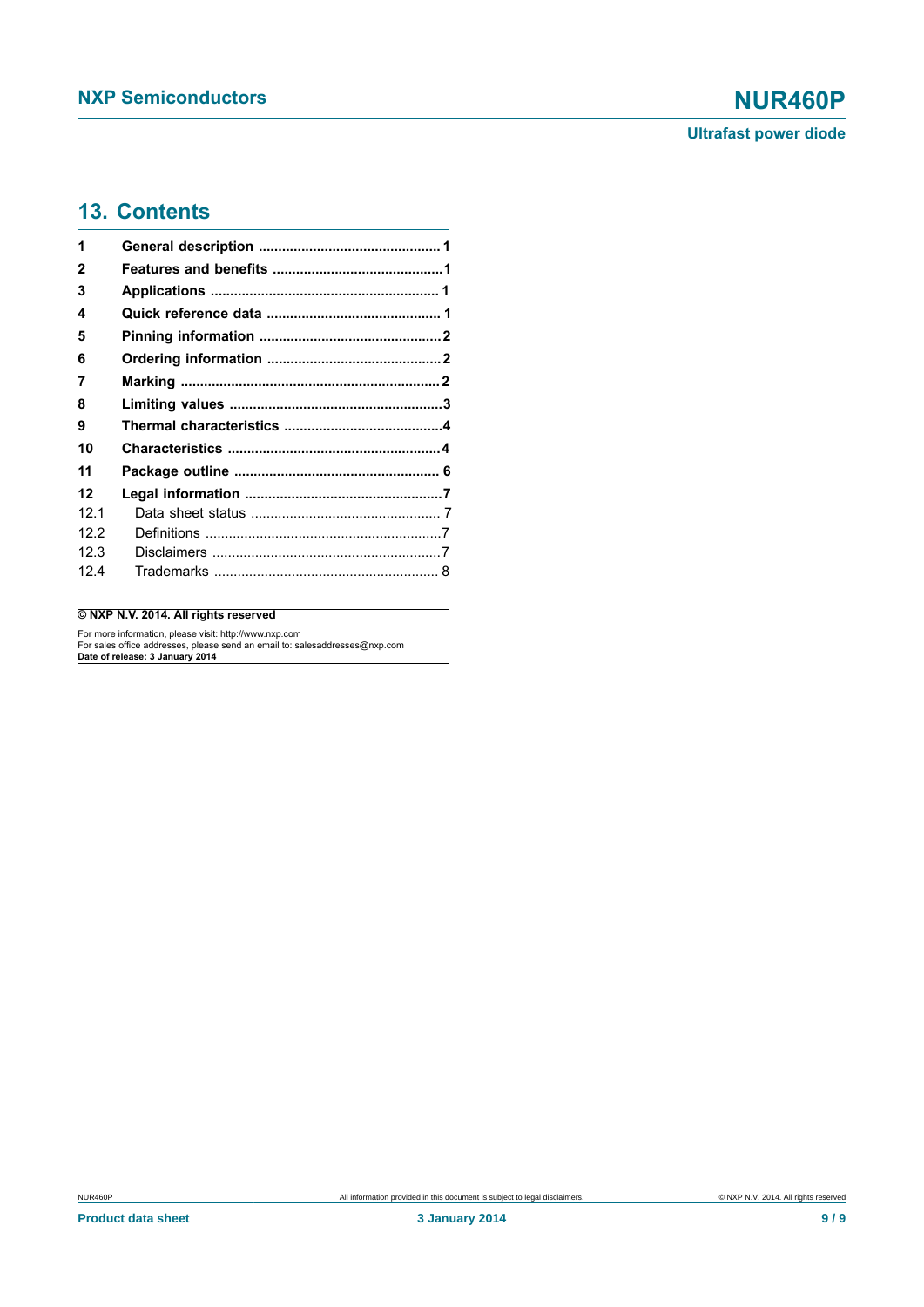## 13. Contents

| | | |
|---|---|---|
| **1** | **General description** | **1** |
| **2** | **Features and benefits** | **1** |
| **3** | **Applications** | **1** |
| **4** | **Quick reference data** | **1** |
| **5** | **Pinning information** | **2** |
| **6** | **Ordering information** | **2** |
| **7** | **Marking** | **2** |
| **8** | **Limiting values** | **3** |
| **9** | **Thermal characteristics** | **4** |
| **10** | **Characteristics** | **4** |
| **11** | **Package outline** | **6** |
| **12** | **Legal information** | **7** |
| 12.1 | Data sheet status | 7 |
| 12.2 | Definitions | 7 |
| 12.3 | Disclaimers | 7 |
| 12.4 | Trademarks | 8 |

**© NXP N.V. 2014. All rights reserved**

For more information, please visit: http://www.nxp.com
For sales office addresses, please send an email to: salesaddresses@nxp.com
**Date of release: 3 January 2014**